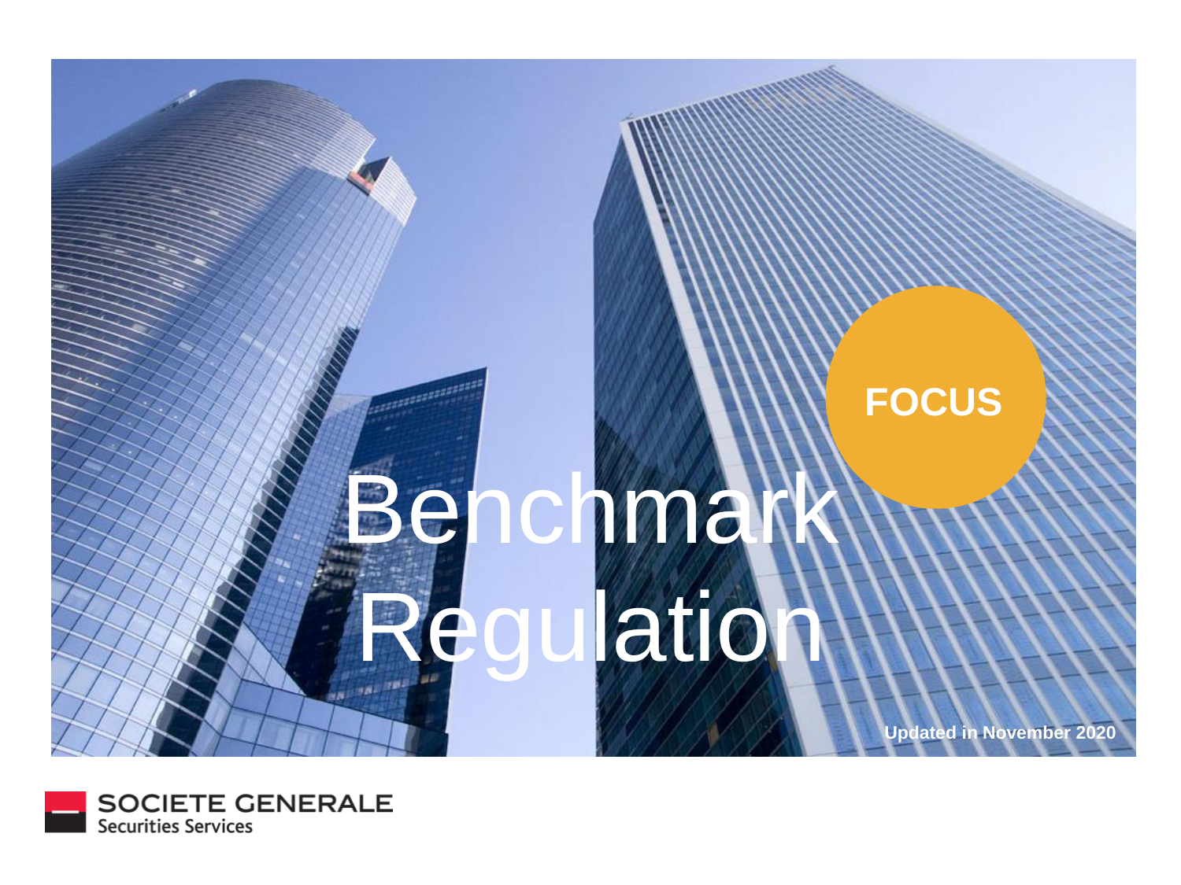FOCUS

# Benchmark Regulation

Updated in November 2020

SOCIETE GENERALE
Securities Services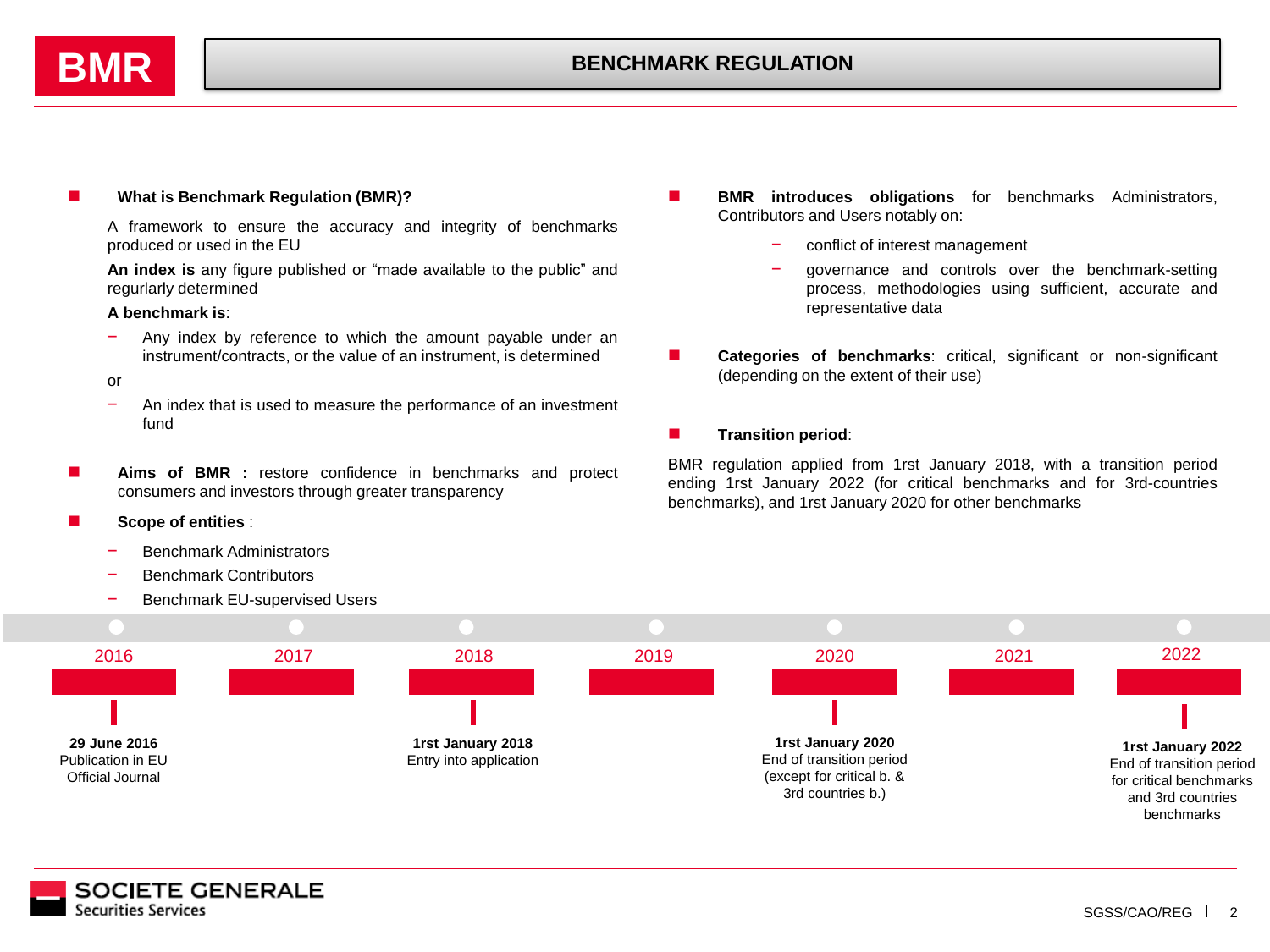# BMR — BENCHMARK REGULATION

- **What is Benchmark Regulation (BMR)?**

  A framework to ensure the accuracy and integrity of benchmarks produced or used in the EU

  **An index is** any figure published or "made available to the public" and regurlarly determined

  **A benchmark is**:

  - Any index by reference to which the amount payable under an instrument/contracts, or the value of an instrument, is determined

  or

  - An index that is used to measure the performance of an investment fund

- **Aims of BMR :** restore confidence in benchmarks and protect consumers and investors through greater transparency

- **Scope of entities** :

  - Benchmark Administrators
  - Benchmark Contributors
  - Benchmark EU-supervised Users

- **BMR introduces obligations** for benchmarks Administrators, Contributors and Users notably on:

  - conflict of interest management
  - governance and controls over the benchmark-setting process, methodologies using sufficient, accurate and representative data

- **Categories of benchmarks**: critical, significant or non-significant (depending on the extent of their use)

- **Transition period**:

BMR regulation applied from 1rst January 2018, with a transition period ending 1rst January 2022 (for critical benchmarks and for 3rd-countries benchmarks), and 1rst January 2020 for other benchmarks

| 2016 | 2017 | 2018 | 2019 | 2020 | 2021 | 2022 |
|---|---|---|---|---|---|---|
| **29 June 2016** Publication in EU Official Journal | | **1rst January 2018** Entry into application | | **1rst January 2020** End of transition period (except for critical b. & 3rd countries b.) | | **1rst January 2022** End of transition period for critical benchmarks and 3rd countries benchmarks |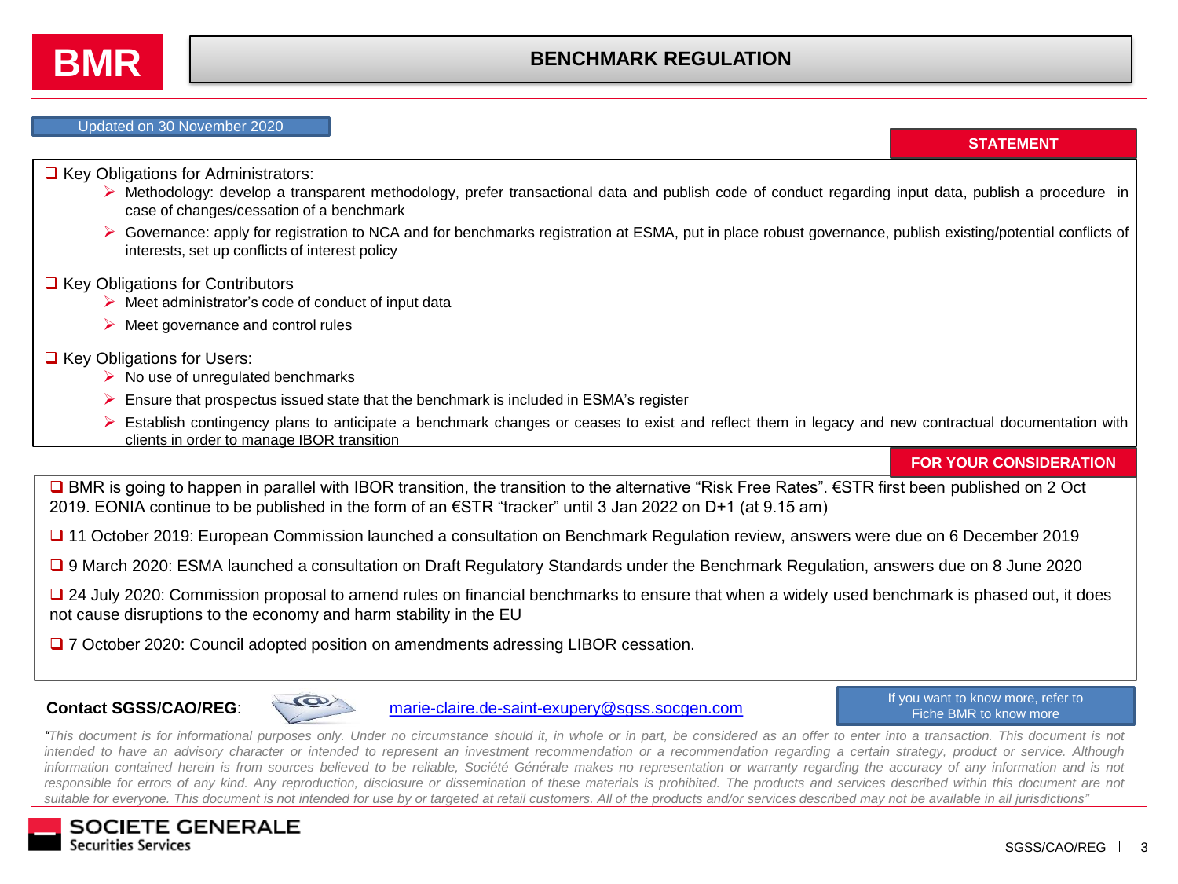# BMR

## BENCHMARK REGULATION

Updated on 30 November 2020

### STATEMENT

- Key Obligations for Administrators:
  - Methodology: develop a transparent methodology, prefer transactional data and publish code of conduct regarding input data, publish a procedure in case of changes/cessation of a benchmark
  - Governance: apply for registration to NCA and for benchmarks registration at ESMA, put in place robust governance, publish existing/potential conflicts of interests, set up conflicts of interest policy
- Key Obligations for Contributors
  - Meet administrator's code of conduct of input data
  - Meet governance and control rules
- Key Obligations for Users:
  - No use of unregulated benchmarks
  - Ensure that prospectus issued state that the benchmark is included in ESMA's register
  - Establish contingency plans to anticipate a benchmark changes or ceases to exist and reflect them in legacy and new contractual documentation with clients in order to manage IBOR transition

### FOR YOUR CONSIDERATION

- BMR is going to happen in parallel with IBOR transition, the transition to the alternative "Risk Free Rates". €STR first been published on 2 Oct 2019. EONIA continue to be published in the form of an €STR "tracker" until 3 Jan 2022 on D+1 (at 9.15 am)
- 11 October 2019: European Commission launched a consultation on Benchmark Regulation review, answers were due on 6 December 2019
- 9 March 2020: ESMA launched a consultation on Draft Regulatory Standards under the Benchmark Regulation, answers due on 8 June 2020
- 24 July 2020: Commission proposal to amend rules on financial benchmarks to ensure that when a widely used benchmark is phased out, it does not cause disruptions to the economy and harm stability in the EU
- 7 October 2020: Council adopted position on amendments adressing LIBOR cessation.

**Contact SGSS/CAO/REG**: marie-claire.de-saint-exupery@sgss.socgen.com

If you want to know more, refer to Fiche BMR to know more

*"This document is for informational purposes only. Under no circumstance should it, in whole or in part, be considered as an offer to enter into a transaction. This document is not intended to have an advisory character or intended to represent an investment recommendation or a recommendation regarding a certain strategy, product or service. Although information contained herein is from sources believed to be reliable, Société Générale makes no representation or warranty regarding the accuracy of any information and is not responsible for errors of any kind. Any reproduction, disclosure or dissemination of these materials is prohibited. The products and services described within this document are not suitable for everyone. This document is not intended for use by or targeted at retail customers. All of the products and/or services described may not be available in all jurisdictions"*

SOCIETE GENERALE Securities Services